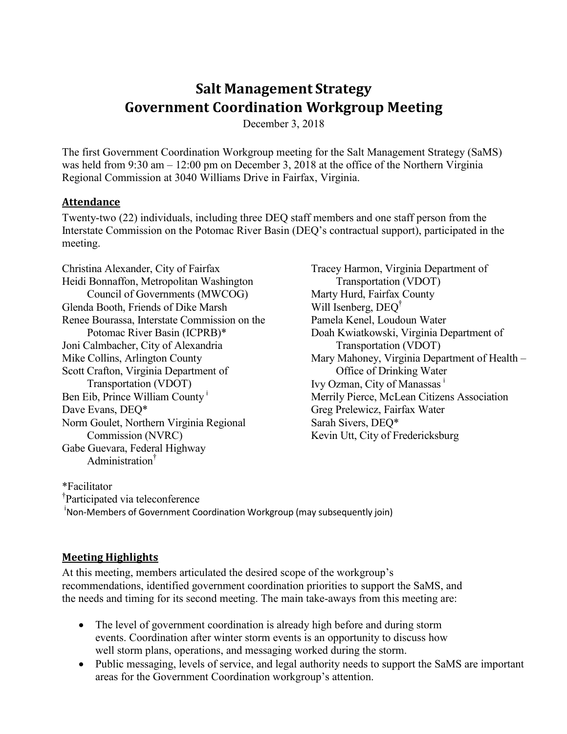# Salt Management Strategy
# Government Coordination Workgroup Meeting

December 3, 2018

The first Government Coordination Workgroup meeting for the Salt Management Strategy (SaMS) was held from 9:30 am – 12:00 pm on December 3, 2018 at the office of the Northern Virginia Regional Commission at 3040 Williams Drive in Fairfax, Virginia.

## Attendance

Twenty-two (22) individuals, including three DEQ staff members and one staff person from the Interstate Commission on the Potomac River Basin (DEQ's contractual support), participated in the meeting.

Christina Alexander, City of Fairfax
Heidi Bonnaffon, Metropolitan Washington Council of Governments (MWCOG)
Glenda Booth, Friends of Dike Marsh
Renee Bourassa, Interstate Commission on the Potomac River Basin (ICPRB)*
Joni Calmbacher, City of Alexandria
Mike Collins, Arlington County
Scott Crafton, Virginia Department of Transportation (VDOT)
Ben Eib, Prince William County [i]
Dave Evans, DEQ*
Norm Goulet, Northern Virginia Regional Commission (NVRC)
Gabe Guevara, Federal Highway Administration[†]
Tracey Harmon, Virginia Department of Transportation (VDOT)
Marty Hurd, Fairfax County
Will Isenberg, DEQ[†]
Pamela Kenel, Loudoun Water
Doah Kwiatkowski, Virginia Department of Transportation (VDOT)
Mary Mahoney, Virginia Department of Health – Office of Drinking Water
Ivy Ozman, City of Manassas [i]
Merrily Pierce, McLean Citizens Association
Greg Prelewicz, Fairfax Water
Sarah Sivers, DEQ*
Kevin Utt, City of Fredericksburg

*Facilitator
[†]Participated via teleconference
[i]Non-Members of Government Coordination Workgroup (may subsequently join)

## Meeting Highlights

At this meeting, members articulated the desired scope of the workgroup's recommendations, identified government coordination priorities to support the SaMS, and the needs and timing for its second meeting. The main take-aways from this meeting are:

- The level of government coordination is already high before and during storm events. Coordination after winter storm events is an opportunity to discuss how well storm plans, operations, and messaging worked during the storm.
- Public messaging, levels of service, and legal authority needs to support the SaMS are important areas for the Government Coordination workgroup's attention.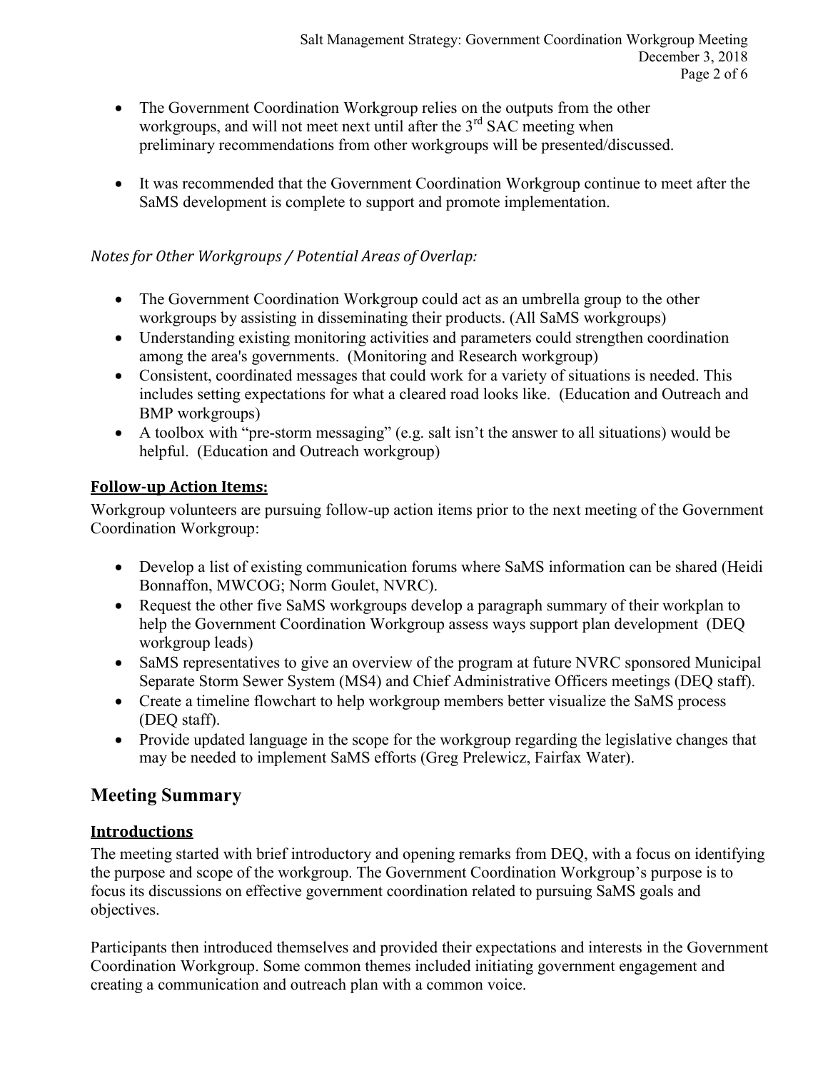- The Government Coordination Workgroup relies on the outputs from the other workgroups, and will not meet next until after the 3rd SAC meeting when preliminary recommendations from other workgroups will be presented/discussed.

- It was recommended that the Government Coordination Workgroup continue to meet after the SaMS development is complete to support and promote implementation.

*Notes for Other Workgroups / Potential Areas of Overlap:*

- The Government Coordination Workgroup could act as an umbrella group to the other workgroups by assisting in disseminating their products. (All SaMS workgroups)
- Understanding existing monitoring activities and parameters could strengthen coordination among the area's governments. (Monitoring and Research workgroup)
- Consistent, coordinated messages that could work for a variety of situations is needed. This includes setting expectations for what a cleared road looks like. (Education and Outreach and BMP workgroups)
- A toolbox with "pre-storm messaging" (e.g. salt isn't the answer to all situations) would be helpful. (Education and Outreach workgroup)

### **Follow-up Action Items:**

Workgroup volunteers are pursuing follow-up action items prior to the next meeting of the Government Coordination Workgroup:

- Develop a list of existing communication forums where SaMS information can be shared (Heidi Bonnaffon, MWCOG; Norm Goulet, NVRC).
- Request the other five SaMS workgroups develop a paragraph summary of their workplan to help the Government Coordination Workgroup assess ways support plan development (DEQ workgroup leads)
- SaMS representatives to give an overview of the program at future NVRC sponsored Municipal Separate Storm Sewer System (MS4) and Chief Administrative Officers meetings (DEQ staff).
- Create a timeline flowchart to help workgroup members better visualize the SaMS process (DEQ staff).
- Provide updated language in the scope for the workgroup regarding the legislative changes that may be needed to implement SaMS efforts (Greg Prelewicz, Fairfax Water).

## Meeting Summary

### **Introductions**

The meeting started with brief introductory and opening remarks from DEQ, with a focus on identifying the purpose and scope of the workgroup. The Government Coordination Workgroup's purpose is to focus its discussions on effective government coordination related to pursuing SaMS goals and objectives.

Participants then introduced themselves and provided their expectations and interests in the Government Coordination Workgroup. Some common themes included initiating government engagement and creating a communication and outreach plan with a common voice.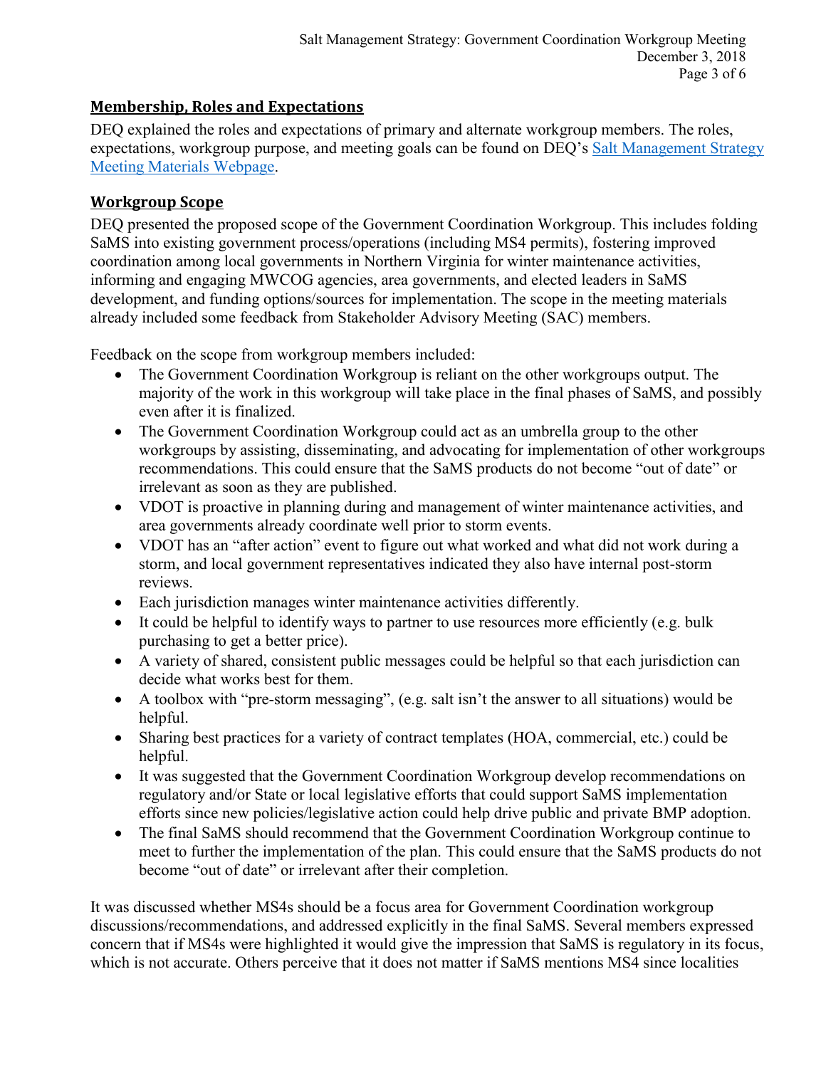## Membership, Roles and Expectations

DEQ explained the roles and expectations of primary and alternate workgroup members. The roles, expectations, workgroup purpose, and meeting goals can be found on DEQ's [Salt Management Strategy Meeting Materials Webpage](#).

## Workgroup Scope

DEQ presented the proposed scope of the Government Coordination Workgroup. This includes folding SaMS into existing government process/operations (including MS4 permits), fostering improved coordination among local governments in Northern Virginia for winter maintenance activities, informing and engaging MWCOG agencies, area governments, and elected leaders in SaMS development, and funding options/sources for implementation. The scope in the meeting materials already included some feedback from Stakeholder Advisory Meeting (SAC) members.

Feedback on the scope from workgroup members included:

- The Government Coordination Workgroup is reliant on the other workgroups output. The majority of the work in this workgroup will take place in the final phases of SaMS, and possibly even after it is finalized.
- The Government Coordination Workgroup could act as an umbrella group to the other workgroups by assisting, disseminating, and advocating for implementation of other workgroups recommendations. This could ensure that the SaMS products do not become "out of date" or irrelevant as soon as they are published.
- VDOT is proactive in planning during and management of winter maintenance activities, and area governments already coordinate well prior to storm events.
- VDOT has an "after action" event to figure out what worked and what did not work during a storm, and local government representatives indicated they also have internal post-storm reviews.
- Each jurisdiction manages winter maintenance activities differently.
- It could be helpful to identify ways to partner to use resources more efficiently (e.g. bulk purchasing to get a better price).
- A variety of shared, consistent public messages could be helpful so that each jurisdiction can decide what works best for them.
- A toolbox with "pre-storm messaging", (e.g. salt isn't the answer to all situations) would be helpful.
- Sharing best practices for a variety of contract templates (HOA, commercial, etc.) could be helpful.
- It was suggested that the Government Coordination Workgroup develop recommendations on regulatory and/or State or local legislative efforts that could support SaMS implementation efforts since new policies/legislative action could help drive public and private BMP adoption.
- The final SaMS should recommend that the Government Coordination Workgroup continue to meet to further the implementation of the plan. This could ensure that the SaMS products do not become "out of date" or irrelevant after their completion.

It was discussed whether MS4s should be a focus area for Government Coordination workgroup discussions/recommendations, and addressed explicitly in the final SaMS. Several members expressed concern that if MS4s were highlighted it would give the impression that SaMS is regulatory in its focus, which is not accurate. Others perceive that it does not matter if SaMS mentions MS4 since localities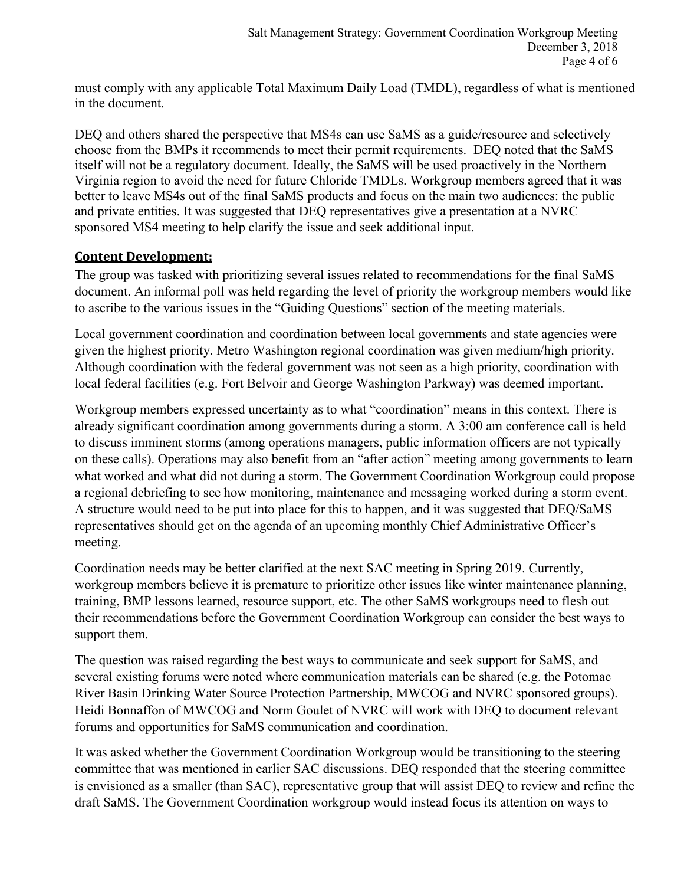must comply with any applicable Total Maximum Daily Load (TMDL), regardless of what is mentioned in the document.

DEQ and others shared the perspective that MS4s can use SaMS as a guide/resource and selectively choose from the BMPs it recommends to meet their permit requirements. DEQ noted that the SaMS itself will not be a regulatory document. Ideally, the SaMS will be used proactively in the Northern Virginia region to avoid the need for future Chloride TMDLs. Workgroup members agreed that it was better to leave MS4s out of the final SaMS products and focus on the main two audiences: the public and private entities. It was suggested that DEQ representatives give a presentation at a NVRC sponsored MS4 meeting to help clarify the issue and seek additional input.

## Content Development:

The group was tasked with prioritizing several issues related to recommendations for the final SaMS document. An informal poll was held regarding the level of priority the workgroup members would like to ascribe to the various issues in the "Guiding Questions" section of the meeting materials.

Local government coordination and coordination between local governments and state agencies were given the highest priority. Metro Washington regional coordination was given medium/high priority. Although coordination with the federal government was not seen as a high priority, coordination with local federal facilities (e.g. Fort Belvoir and George Washington Parkway) was deemed important.

Workgroup members expressed uncertainty as to what "coordination" means in this context. There is already significant coordination among governments during a storm. A 3:00 am conference call is held to discuss imminent storms (among operations managers, public information officers are not typically on these calls). Operations may also benefit from an "after action" meeting among governments to learn what worked and what did not during a storm. The Government Coordination Workgroup could propose a regional debriefing to see how monitoring, maintenance and messaging worked during a storm event. A structure would need to be put into place for this to happen, and it was suggested that DEQ/SaMS representatives should get on the agenda of an upcoming monthly Chief Administrative Officer's meeting.

Coordination needs may be better clarified at the next SAC meeting in Spring 2019. Currently, workgroup members believe it is premature to prioritize other issues like winter maintenance planning, training, BMP lessons learned, resource support, etc. The other SaMS workgroups need to flesh out their recommendations before the Government Coordination Workgroup can consider the best ways to support them.

The question was raised regarding the best ways to communicate and seek support for SaMS, and several existing forums were noted where communication materials can be shared (e.g. the Potomac River Basin Drinking Water Source Protection Partnership, MWCOG and NVRC sponsored groups). Heidi Bonnaffon of MWCOG and Norm Goulet of NVRC will work with DEQ to document relevant forums and opportunities for SaMS communication and coordination.

It was asked whether the Government Coordination Workgroup would be transitioning to the steering committee that was mentioned in earlier SAC discussions. DEQ responded that the steering committee is envisioned as a smaller (than SAC), representative group that will assist DEQ to review and refine the draft SaMS. The Government Coordination workgroup would instead focus its attention on ways to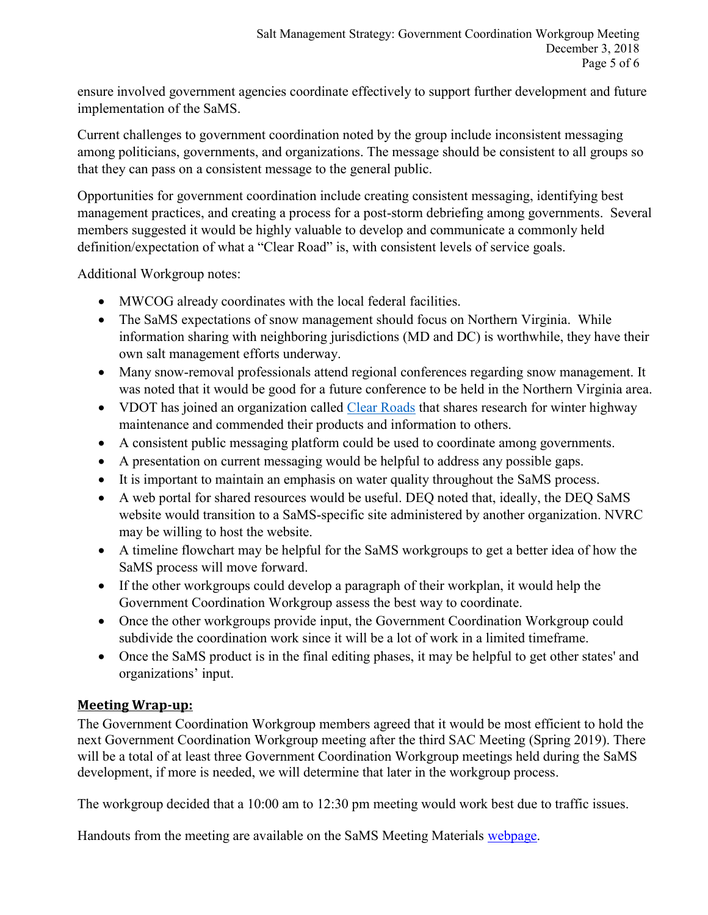ensure involved government agencies coordinate effectively to support further development and future implementation of the SaMS.

Current challenges to government coordination noted by the group include inconsistent messaging among politicians, governments, and organizations. The message should be consistent to all groups so that they can pass on a consistent message to the general public.

Opportunities for government coordination include creating consistent messaging, identifying best management practices, and creating a process for a post-storm debriefing among governments. Several members suggested it would be highly valuable to develop and communicate a commonly held definition/expectation of what a "Clear Road" is, with consistent levels of service goals.

Additional Workgroup notes:

- MWCOG already coordinates with the local federal facilities.
- The SaMS expectations of snow management should focus on Northern Virginia. While information sharing with neighboring jurisdictions (MD and DC) is worthwhile, they have their own salt management efforts underway.
- Many snow-removal professionals attend regional conferences regarding snow management. It was noted that it would be good for a future conference to be held in the Northern Virginia area.
- VDOT has joined an organization called Clear Roads that shares research for winter highway maintenance and commended their products and information to others.
- A consistent public messaging platform could be used to coordinate among governments.
- A presentation on current messaging would be helpful to address any possible gaps.
- It is important to maintain an emphasis on water quality throughout the SaMS process.
- A web portal for shared resources would be useful. DEQ noted that, ideally, the DEQ SaMS website would transition to a SaMS-specific site administered by another organization. NVRC may be willing to host the website.
- A timeline flowchart may be helpful for the SaMS workgroups to get a better idea of how the SaMS process will move forward.
- If the other workgroups could develop a paragraph of their workplan, it would help the Government Coordination Workgroup assess the best way to coordinate.
- Once the other workgroups provide input, the Government Coordination Workgroup could subdivide the coordination work since it will be a lot of work in a limited timeframe.
- Once the SaMS product is in the final editing phases, it may be helpful to get other states' and organizations' input.

## Meeting Wrap-up:

The Government Coordination Workgroup members agreed that it would be most efficient to hold the next Government Coordination Workgroup meeting after the third SAC Meeting (Spring 2019). There will be a total of at least three Government Coordination Workgroup meetings held during the SaMS development, if more is needed, we will determine that later in the workgroup process.

The workgroup decided that a 10:00 am to 12:30 pm meeting would work best due to traffic issues.

Handouts from the meeting are available on the SaMS Meeting Materials webpage.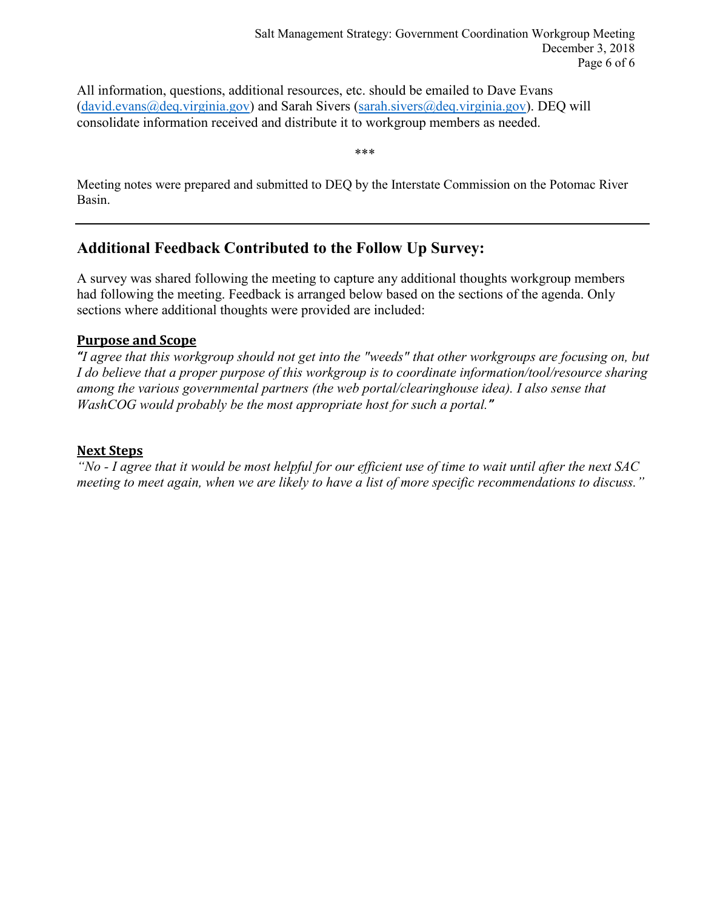All information, questions, additional resources, etc. should be emailed to Dave Evans (david.evans@deq.virginia.gov) and Sarah Sivers (sarah.sivers@deq.virginia.gov). DEQ will consolidate information received and distribute it to workgroup members as needed.

***

Meeting notes were prepared and submitted to DEQ by the Interstate Commission on the Potomac River Basin.

---

## Additional Feedback Contributed to the Follow Up Survey:

A survey was shared following the meeting to capture any additional thoughts workgroup members had following the meeting. Feedback is arranged below based on the sections of the agenda. Only sections where additional thoughts were provided are included:

### Purpose and Scope

*"I agree that this workgroup should not get into the "weeds" that other workgroups are focusing on, but I do believe that a proper purpose of this workgroup is to coordinate information/tool/resource sharing among the various governmental partners (the web portal/clearinghouse idea). I also sense that WashCOG would probably be the most appropriate host for such a portal."*

### Next Steps

*"No - I agree that it would be most helpful for our efficient use of time to wait until after the next SAC meeting to meet again, when we are likely to have a list of more specific recommendations to discuss."*